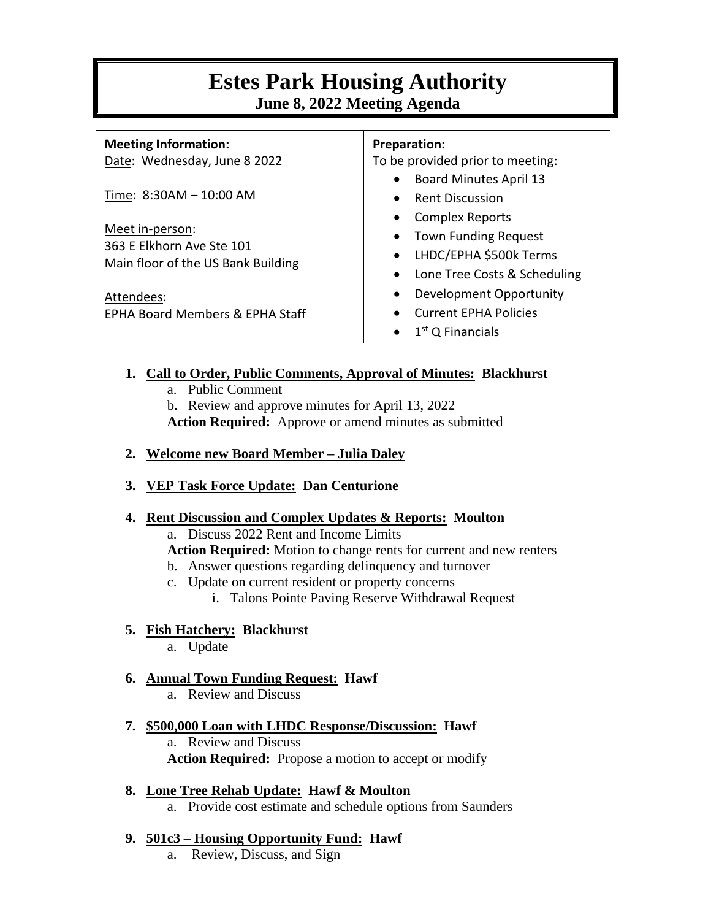# Estes Park Housing Authority

## June 8, 2022 Meeting Agenda

| Meeting Information: | Preparation: |
|---|---|
| Date: Wednesday, June 8 2022<br><br>Time: 8:30AM – 10:00 AM<br><br>Meet in-person:<br>363 E Elkhorn Ave Ste 101<br>Main floor of the US Bank Building<br><br>Attendees:<br>EPHA Board Members & EPHA Staff | To be provided prior to meeting:<br>• Board Minutes April 13<br>• Rent Discussion<br>• Complex Reports<br>• Town Funding Request<br>• LHDC/EPHA $500k Terms<br>• Lone Tree Costs & Scheduling<br>• Development Opportunity<br>• Current EPHA Policies<br>• 1st Q Financials |

1. **Call to Order, Public Comments, Approval of Minutes: Blackhurst**
   a. Public Comment
   b. Review and approve minutes for April 13, 2022
   **Action Required:** Approve or amend minutes as submitted

2. **Welcome new Board Member – Julia Daley**

3. **VEP Task Force Update: Dan Centurione**

4. **Rent Discussion and Complex Updates & Reports: Moulton**
   a. Discuss 2022 Rent and Income Limits
   **Action Required:** Motion to change rents for current and new renters
   b. Answer questions regarding delinquency and turnover
   c. Update on current resident or property concerns
      i. Talons Pointe Paving Reserve Withdrawal Request

5. **Fish Hatchery: Blackhurst**
   a. Update

6. **Annual Town Funding Request: Hawf**
   a. Review and Discuss

7. **$500,000 Loan with LHDC Response/Discussion: Hawf**
   a. Review and Discuss
   **Action Required:** Propose a motion to accept or modify

8. **Lone Tree Rehab Update: Hawf & Moulton**
   a. Provide cost estimate and schedule options from Saunders

9. **501c3 – Housing Opportunity Fund: Hawf**
   a. Review, Discuss, and Sign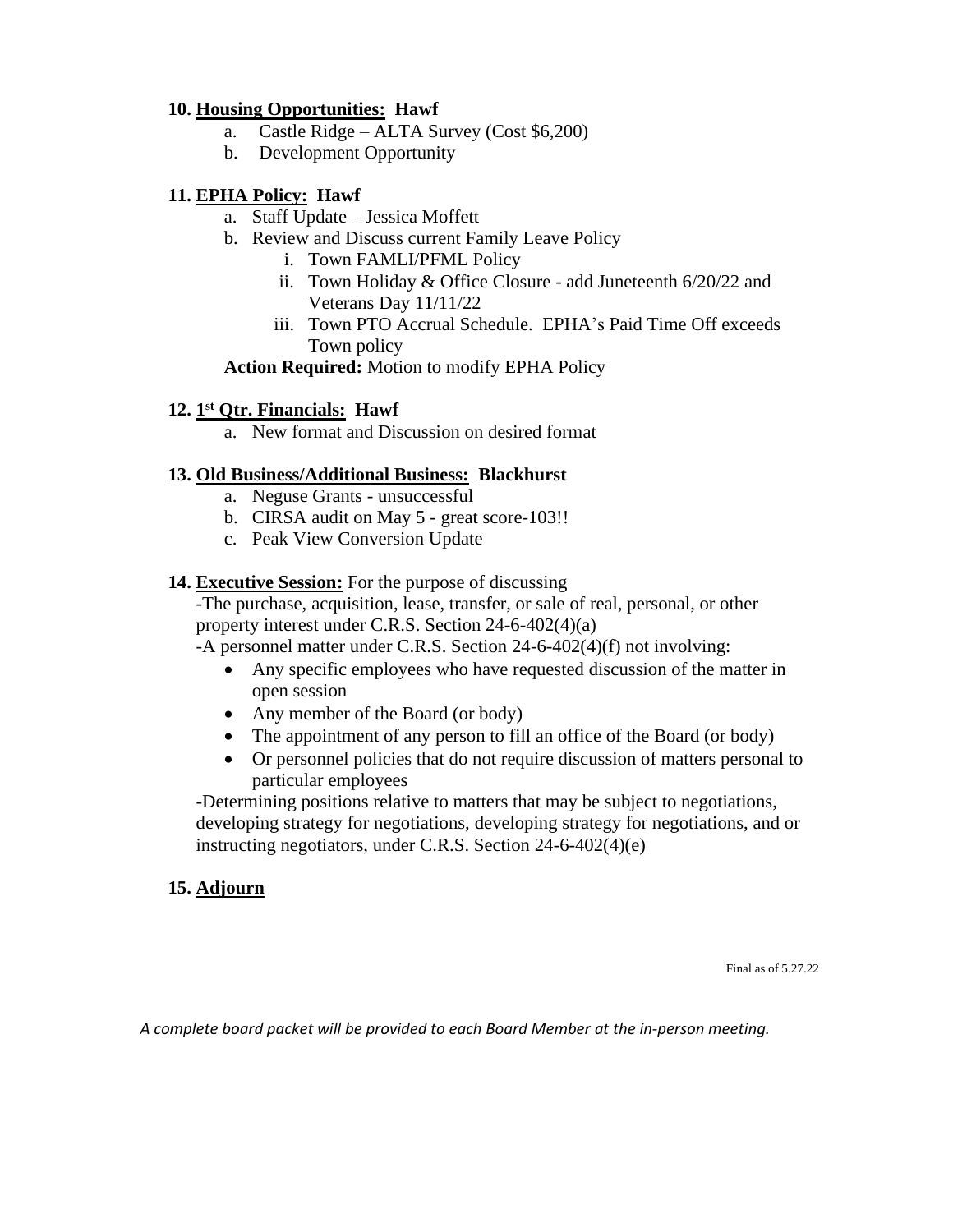**10. <u>Housing Opportunities:</u> Hawf**

a. Castle Ridge – ALTA Survey (Cost $6,200)
b. Development Opportunity

**11. <u>EPHA Policy:</u> Hawf**

a. Staff Update – Jessica Moffett
b. Review and Discuss current Family Leave Policy
   i. Town FAMLI/PFML Policy
   ii. Town Holiday & Office Closure - add Juneteenth 6/20/22 and Veterans Day 11/11/22
   iii. Town PTO Accrual Schedule. EPHA's Paid Time Off exceeds Town policy

**Action Required:** Motion to modify EPHA Policy

**12. <u>1st Qtr. Financials:</u> Hawf**

a. New format and Discussion on desired format

**13. <u>Old Business/Additional Business:</u> Blackhurst**

a. Neguse Grants - unsuccessful
b. CIRSA audit on May 5 - great score-103!!
c. Peak View Conversion Update

**14. <u>Executive Session:</u>** For the purpose of discussing

-The purchase, acquisition, lease, transfer, or sale of real, personal, or other property interest under C.R.S. Section 24-6-402(4)(a)

-A personnel matter under C.R.S. Section 24-6-402(4)(f) <u>not</u> involving:

- Any specific employees who have requested discussion of the matter in open session
- Any member of the Board (or body)
- The appointment of any person to fill an office of the Board (or body)
- Or personnel policies that do not require discussion of matters personal to particular employees

-Determining positions relative to matters that may be subject to negotiations, developing strategy for negotiations, developing strategy for negotiations, and or instructing negotiators, under C.R.S. Section 24-6-402(4)(e)

**15. <u>Adjourn</u>**

Final as of 5.27.22

*A complete board packet will be provided to each Board Member at the in-person meeting.*